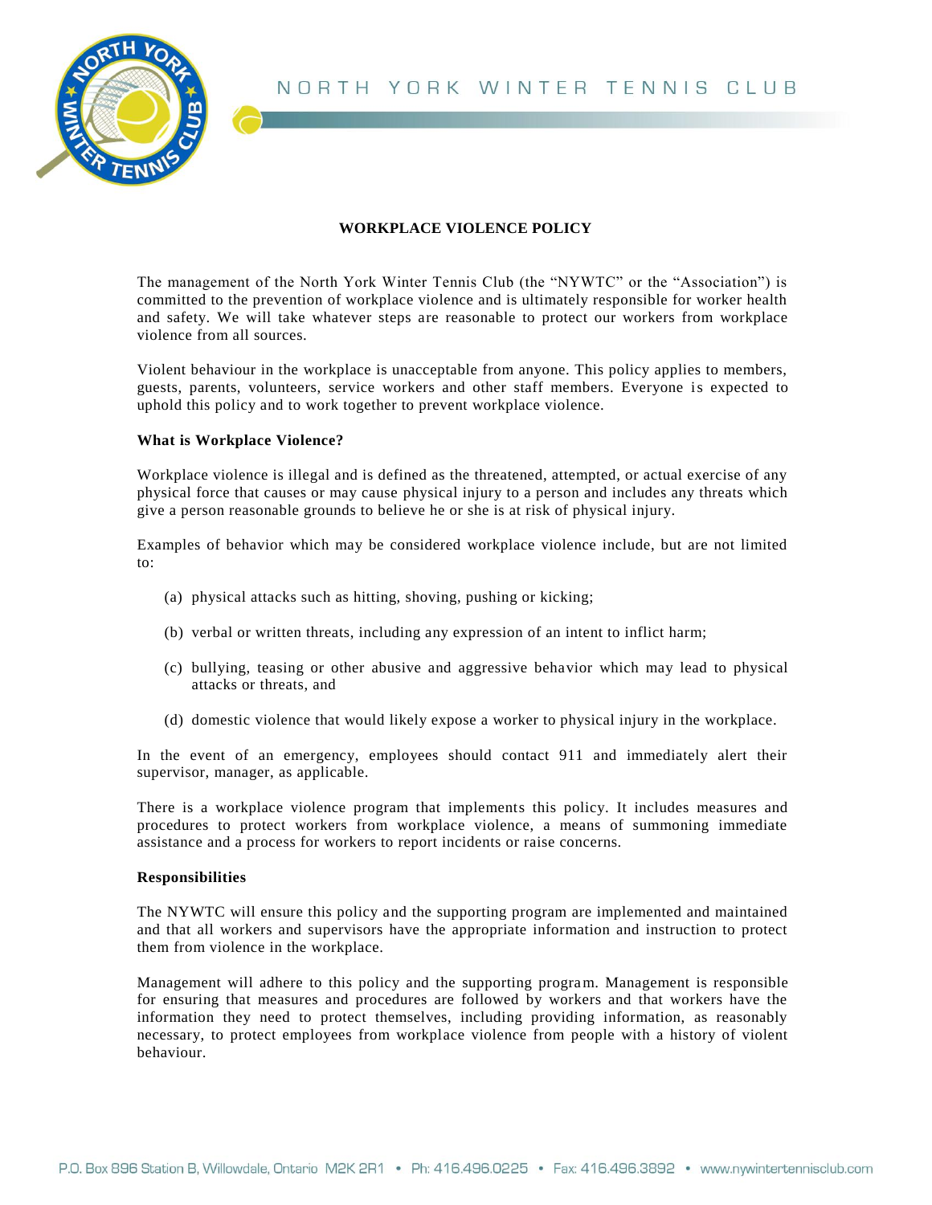# WORKPLACE VIOLENCE POLICY

The management of the North York Winter Tennis Club (the "NYWTC" or the "Association") is committed to the prevention of workplace violence and is ultimately responsible for worker health and safety. We will take whatever steps are reasonable to protect our workers from workplace violence from all sources.

Violent behaviour in the workplace is unacceptable from anyone. This policy applies to members, guests, parents, volunteers, service workers and other staff members. Everyone is expected to uphold this policy and to work together to prevent workplace violence.

**What is Workplace Violence?**

Workplace violence is illegal and is defined as the threatened, attempted, or actual exercise of any physical force that causes or may cause physical injury to a person and includes any threats which give a person reasonable grounds to believe he or she is at risk of physical injury.

Examples of behavior which may be considered workplace violence include, but are not limited to:

(a) physical attacks such as hitting, shoving, pushing or kicking;

(b) verbal or written threats, including any expression of an intent to inflict harm;

(c) bullying, teasing or other abusive and aggressive behavior which may lead to physical attacks or threats, and

(d) domestic violence that would likely expose a worker to physical injury in the workplace.

In the event of an emergency, employees should contact 911 and immediately alert their supervisor, manager, as applicable.

There is a workplace violence program that implements this policy. It includes measures and procedures to protect workers from workplace violence, a means of summoning immediate assistance and a process for workers to report incidents or raise concerns.

**Responsibilities**

The NYWTC will ensure this policy and the supporting program are implemented and maintained and that all workers and supervisors have the appropriate information and instruction to protect them from violence in the workplace.

Management will adhere to this policy and the supporting program. Management is responsible for ensuring that measures and procedures are followed by workers and that workers have the information they need to protect themselves, including providing information, as reasonably necessary, to protect employees from workplace violence from people with a history of violent behaviour.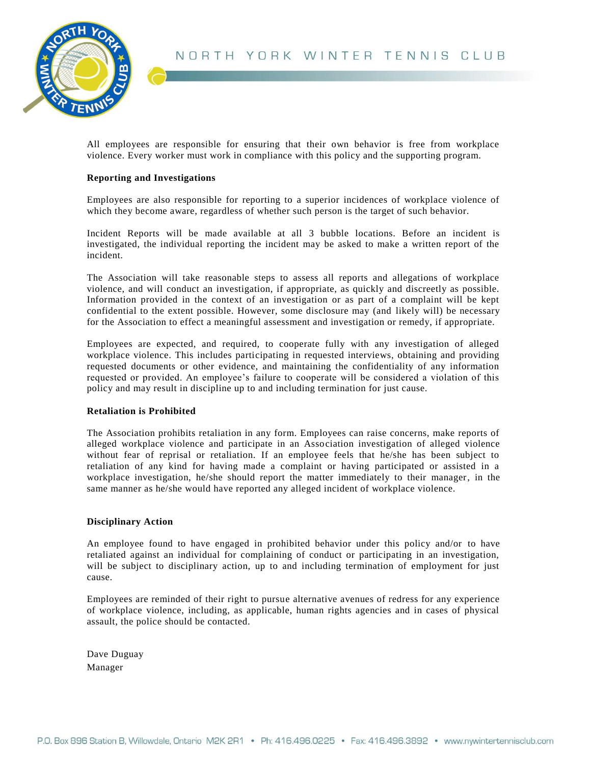All employees are responsible for ensuring that their own behavior is free from workplace violence. Every worker must work in compliance with this policy and the supporting program.

**Reporting and Investigations**

Employees are also responsible for reporting to a superior incidences of workplace violence of which they become aware, regardless of whether such person is the target of such behavior.

Incident Reports will be made available at all 3 bubble locations. Before an incident is investigated, the individual reporting the incident may be asked to make a written report of the incident.

The Association will take reasonable steps to assess all reports and allegations of workplace violence, and will conduct an investigation, if appropriate, as quickly and discreetly as possible. Information provided in the context of an investigation or as part of a complaint will be kept confidential to the extent possible. However, some disclosure may (and likely will) be necessary for the Association to effect a meaningful assessment and investigation or remedy, if appropriate.

Employees are expected, and required, to cooperate fully with any investigation of alleged workplace violence. This includes participating in requested interviews, obtaining and providing requested documents or other evidence, and maintaining the confidentiality of any information requested or provided. An employee's failure to cooperate will be considered a violation of this policy and may result in discipline up to and including termination for just cause.

**Retaliation is Prohibited**

The Association prohibits retaliation in any form. Employees can raise concerns, make reports of alleged workplace violence and participate in an Association investigation of alleged violence without fear of reprisal or retaliation. If an employee feels that he/she has been subject to retaliation of any kind for having made a complaint or having participated or assisted in a workplace investigation, he/she should report the matter immediately to their manager, in the same manner as he/she would have reported any alleged incident of workplace violence.

**Disciplinary Action**

An employee found to have engaged in prohibited behavior under this policy and/or to have retaliated against an individual for complaining of conduct or participating in an investigation, will be subject to disciplinary action, up to and including termination of employment for just cause.

Employees are reminded of their right to pursue alternative avenues of redress for any experience of workplace violence, including, as applicable, human rights agencies and in cases of physical assault, the police should be contacted.

Dave Duguay
Manager